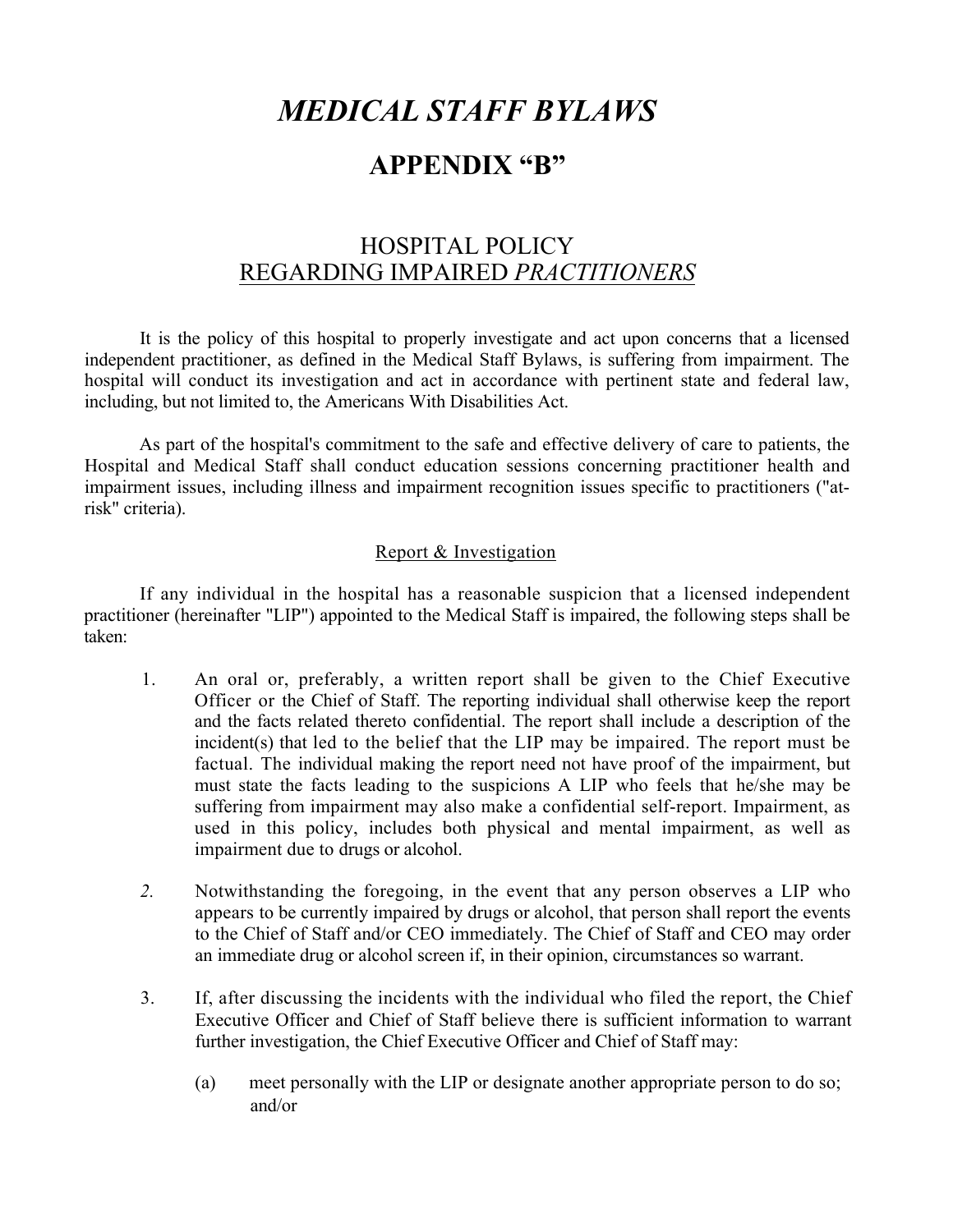# *MEDICAL STAFF BYLAWS*

## APPENDIX "B"

### HOSPITAL POLICY
### REGARDING IMPAIRED *PRACTITIONERS*

It is the policy of this hospital to properly investigate and act upon concerns that a licensed independent practitioner, as defined in the Medical Staff Bylaws, is suffering from impairment. The hospital will conduct its investigation and act in accordance with pertinent state and federal law, including, but not limited to, the Americans With Disabilities Act.

As part of the hospital's commitment to the safe and effective delivery of care to patients, the Hospital and Medical Staff shall conduct education sessions concerning practitioner health and impairment issues, including illness and impairment recognition issues specific to practitioners ("at-risk" criteria).

#### Report & Investigation

If any individual in the hospital has a reasonable suspicion that a licensed independent practitioner (hereinafter "LIP") appointed to the Medical Staff is impaired, the following steps shall be taken:

1. An oral or, preferably, a written report shall be given to the Chief Executive Officer or the Chief of Staff. The reporting individual shall otherwise keep the report and the facts related thereto confidential. The report shall include a description of the incident(s) that led to the belief that the LIP may be impaired. The report must be factual. The individual making the report need not have proof of the impairment, but must state the facts leading to the suspicions A LIP who feels that he/she may be suffering from impairment may also make a confidential self-report. Impairment, as used in this policy, includes both physical and mental impairment, as well as impairment due to drugs or alcohol.

2. Notwithstanding the foregoing, in the event that any person observes a LIP who appears to be currently impaired by drugs or alcohol, that person shall report the events to the Chief of Staff and/or CEO immediately. The Chief of Staff and CEO may order an immediate drug or alcohol screen if, in their opinion, circumstances so warrant.

3. If, after discussing the incidents with the individual who filed the report, the Chief Executive Officer and Chief of Staff believe there is sufficient information to warrant further investigation, the Chief Executive Officer and Chief of Staff may:

   (a) meet personally with the LIP or designate another appropriate person to do so; and/or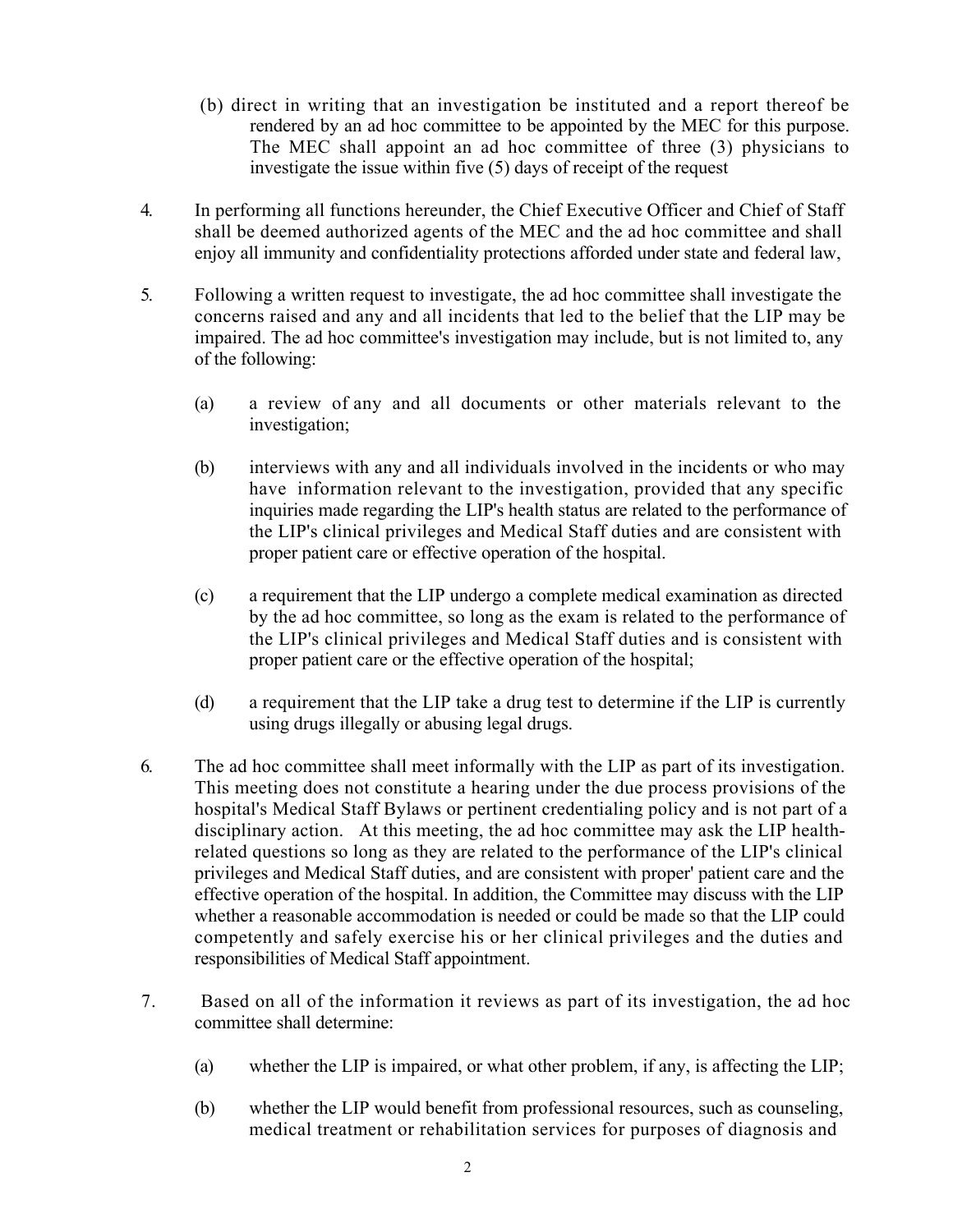(b) direct in writing that an investigation be instituted and a report thereof be rendered by an ad hoc committee to be appointed by the MEC for this purpose. The MEC shall appoint an ad hoc committee of three (3) physicians to investigate the issue within five (5) days of receipt of the request

4. In performing all functions hereunder, the Chief Executive Officer and Chief of Staff shall be deemed authorized agents of the MEC and the ad hoc committee and shall enjoy all immunity and confidentiality protections afforded under state and federal law,

5. Following a written request to investigate, the ad hoc committee shall investigate the concerns raised and any and all incidents that led to the belief that the LIP may be impaired. The ad hoc committee's investigation may include, but is not limited to, any of the following:

   (a) a review of any and all documents or other materials relevant to the investigation;

   (b) interviews with any and all individuals involved in the incidents or who may have information relevant to the investigation, provided that any specific inquiries made regarding the LIP's health status are related to the performance of the LIP's clinical privileges and Medical Staff duties and are consistent with proper patient care or effective operation of the hospital.

   (c) a requirement that the LIP undergo a complete medical examination as directed by the ad hoc committee, so long as the exam is related to the performance of the LIP's clinical privileges and Medical Staff duties and is consistent with proper patient care or the effective operation of the hospital;

   (d) a requirement that the LIP take a drug test to determine if the LIP is currently using drugs illegally or abusing legal drugs.

6. The ad hoc committee shall meet informally with the LIP as part of its investigation. This meeting does not constitute a hearing under the due process provisions of the hospital's Medical Staff Bylaws or pertinent credentialing policy and is not part of a disciplinary action. At this meeting, the ad hoc committee may ask the LIP health-related questions so long as they are related to the performance of the LIP's clinical privileges and Medical Staff duties, and are consistent with proper' patient care and the effective operation of the hospital. In addition, the Committee may discuss with the LIP whether a reasonable accommodation is needed or could be made so that the LIP could competently and safely exercise his or her clinical privileges and the duties and responsibilities of Medical Staff appointment.

7. Based on all of the information it reviews as part of its investigation, the ad hoc committee shall determine:

   (a) whether the LIP is impaired, or what other problem, if any, is affecting the LIP;

   (b) whether the LIP would benefit from professional resources, such as counseling, medical treatment or rehabilitation services for purposes of diagnosis and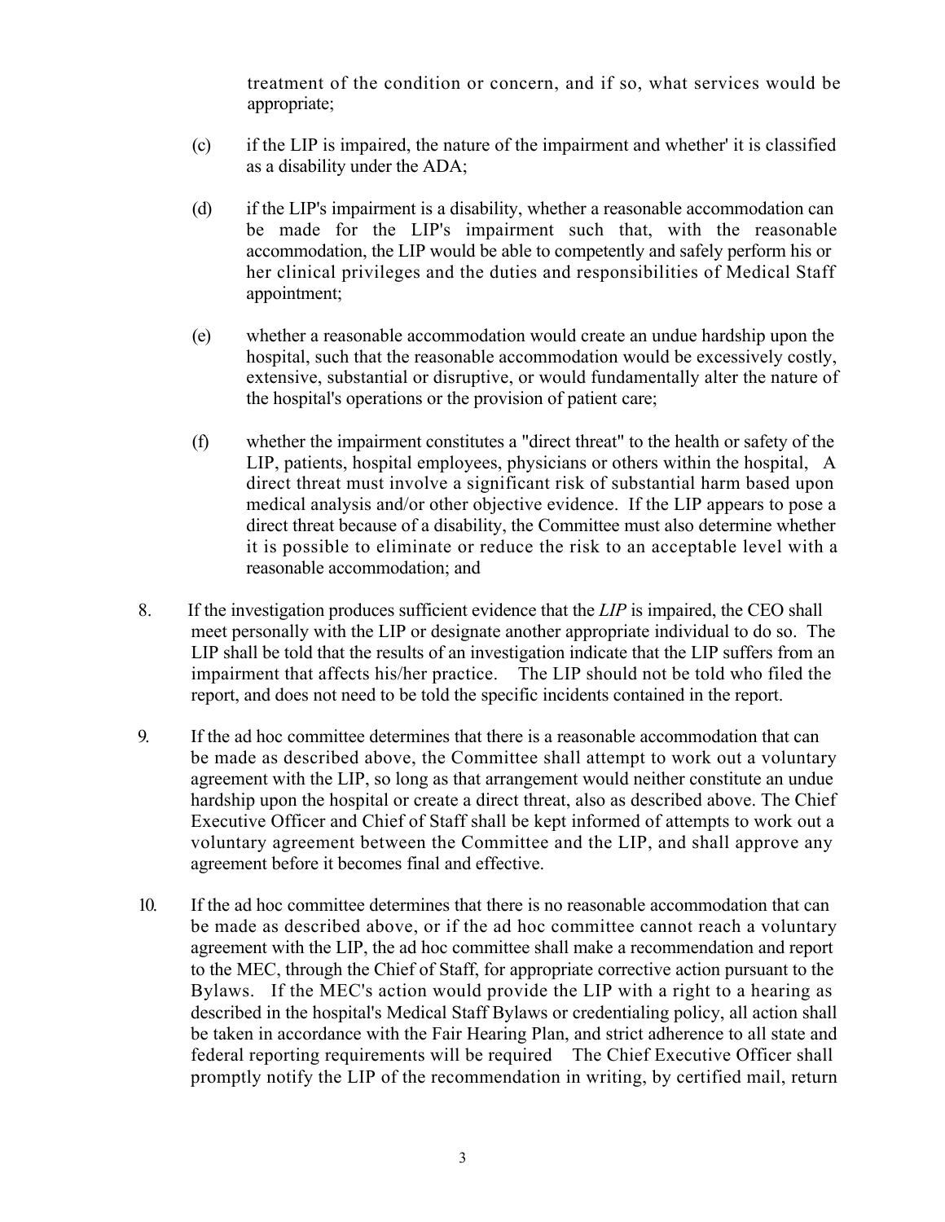treatment of the condition or concern, and if so, what services would be appropriate;

(c) if the LIP is impaired, the nature of the impairment and whether' it is classified as a disability under the ADA;

(d) if the LIP's impairment is a disability, whether a reasonable accommodation can be made for the LIP's impairment such that, with the reasonable accommodation, the LIP would be able to competently and safely perform his or her clinical privileges and the duties and responsibilities of Medical Staff appointment;

(e) whether a reasonable accommodation would create an undue hardship upon the hospital, such that the reasonable accommodation would be excessively costly, extensive, substantial or disruptive, or would fundamentally alter the nature of the hospital's operations or the provision of patient care;

(f) whether the impairment constitutes a "direct threat" to the health or safety of the LIP, patients, hospital employees, physicians or others within the hospital, A direct threat must involve a significant risk of substantial harm based upon medical analysis and/or other objective evidence. If the LIP appears to pose a direct threat because of a disability, the Committee must also determine whether it is possible to eliminate or reduce the risk to an acceptable level with a reasonable accommodation; and

8. If the investigation produces sufficient evidence that the *LIP* is impaired, the CEO shall meet personally with the LIP or designate another appropriate individual to do so. The LIP shall be told that the results of an investigation indicate that the LIP suffers from an impairment that affects his/her practice. The LIP should not be told who filed the report, and does not need to be told the specific incidents contained in the report.

9. If the ad hoc committee determines that there is a reasonable accommodation that can be made as described above, the Committee shall attempt to work out a voluntary agreement with the LIP, so long as that arrangement would neither constitute an undue hardship upon the hospital or create a direct threat, also as described above. The Chief Executive Officer and Chief of Staff shall be kept informed of attempts to work out a voluntary agreement between the Committee and the LIP, and shall approve any agreement before it becomes final and effective.

10. If the ad hoc committee determines that there is no reasonable accommodation that can be made as described above, or if the ad hoc committee cannot reach a voluntary agreement with the LIP, the ad hoc committee shall make a recommendation and report to the MEC, through the Chief of Staff, for appropriate corrective action pursuant to the Bylaws. If the MEC's action would provide the LIP with a right to a hearing as described in the hospital's Medical Staff Bylaws or credentialing policy, all action shall be taken in accordance with the Fair Hearing Plan, and strict adherence to all state and federal reporting requirements will be required The Chief Executive Officer shall promptly notify the LIP of the recommendation in writing, by certified mail, return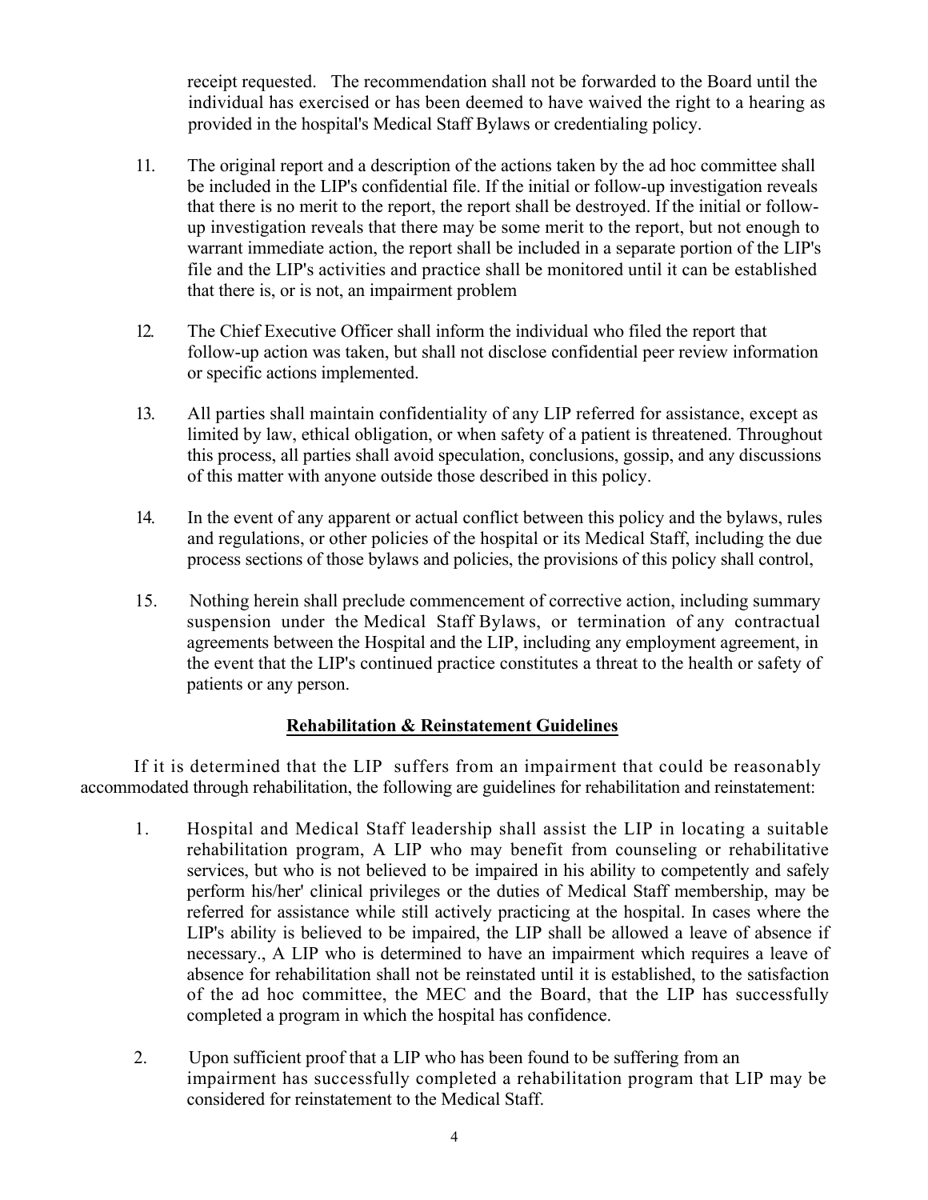receipt requested. The recommendation shall not be forwarded to the Board until the individual has exercised or has been deemed to have waived the right to a hearing as provided in the hospital's Medical Staff Bylaws or credentialing policy.

11. The original report and a description of the actions taken by the ad hoc committee shall be included in the LIP's confidential file. If the initial or follow-up investigation reveals that there is no merit to the report, the report shall be destroyed. If the initial or follow-up investigation reveals that there may be some merit to the report, but not enough to warrant immediate action, the report shall be included in a separate portion of the LIP's file and the LIP's activities and practice shall be monitored until it can be established that there is, or is not, an impairment problem

12. The Chief Executive Officer shall inform the individual who filed the report that follow-up action was taken, but shall not disclose confidential peer review information or specific actions implemented.

13. All parties shall maintain confidentiality of any LIP referred for assistance, except as limited by law, ethical obligation, or when safety of a patient is threatened. Throughout this process, all parties shall avoid speculation, conclusions, gossip, and any discussions of this matter with anyone outside those described in this policy.

14. In the event of any apparent or actual conflict between this policy and the bylaws, rules and regulations, or other policies of the hospital or its Medical Staff, including the due process sections of those bylaws and policies, the provisions of this policy shall control,

15. Nothing herein shall preclude commencement of corrective action, including summary suspension under the Medical Staff Bylaws, or termination of any contractual agreements between the Hospital and the LIP, including any employment agreement, in the event that the LIP's continued practice constitutes a threat to the health or safety of patients or any person.

## Rehabilitation & Reinstatement Guidelines

If it is determined that the LIP suffers from an impairment that could be reasonably accommodated through rehabilitation, the following are guidelines for rehabilitation and reinstatement:

1. Hospital and Medical Staff leadership shall assist the LIP in locating a suitable rehabilitation program, A LIP who may benefit from counseling or rehabilitative services, but who is not believed to be impaired in his ability to competently and safely perform his/her' clinical privileges or the duties of Medical Staff membership, may be referred for assistance while still actively practicing at the hospital. In cases where the LIP's ability is believed to be impaired, the LIP shall be allowed a leave of absence if necessary., A LIP who is determined to have an impairment which requires a leave of absence for rehabilitation shall not be reinstated until it is established, to the satisfaction of the ad hoc committee, the MEC and the Board, that the LIP has successfully completed a program in which the hospital has confidence.

2. Upon sufficient proof that a LIP who has been found to be suffering from an impairment has successfully completed a rehabilitation program that LIP may be considered for reinstatement to the Medical Staff.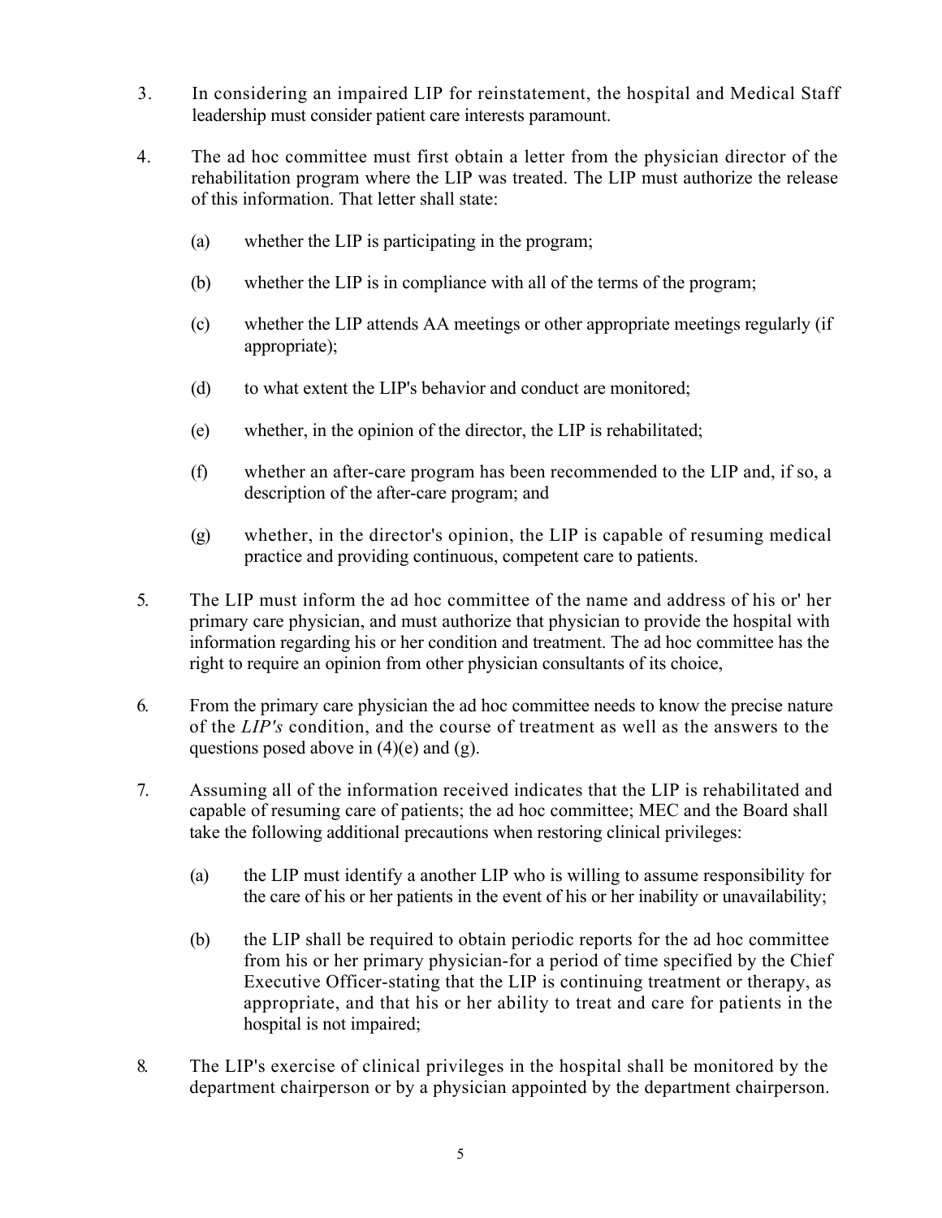3. In considering an impaired LIP for reinstatement, the hospital and Medical Staff leadership must consider patient care interests paramount.

4. The ad hoc committee must first obtain a letter from the physician director of the rehabilitation program where the LIP was treated. The LIP must authorize the release of this information. That letter shall state:

   (a) whether the LIP is participating in the program;

   (b) whether the LIP is in compliance with all of the terms of the program;

   (c) whether the LIP attends AA meetings or other appropriate meetings regularly (if appropriate);

   (d) to what extent the LIP's behavior and conduct are monitored;

   (e) whether, in the opinion of the director, the LIP is rehabilitated;

   (f) whether an after-care program has been recommended to the LIP and, if so, a description of the after-care program; and

   (g) whether, in the director's opinion, the LIP is capable of resuming medical practice and providing continuous, competent care to patients.

5. The LIP must inform the ad hoc committee of the name and address of his or' her primary care physician, and must authorize that physician to provide the hospital with information regarding his or her condition and treatment. The ad hoc committee has the right to require an opinion from other physician consultants of its choice,

6. From the primary care physician the ad hoc committee needs to know the precise nature of the *LIP's* condition, and the course of treatment as well as the answers to the questions posed above in (4)(e) and (g).

7. Assuming all of the information received indicates that the LIP is rehabilitated and capable of resuming care of patients; the ad hoc committee; MEC and the Board shall take the following additional precautions when restoring clinical privileges:

   (a) the LIP must identify a another LIP who is willing to assume responsibility for the care of his or her patients in the event of his or her inability or unavailability;

   (b) the LIP shall be required to obtain periodic reports for the ad hoc committee from his or her primary physician-for a period of time specified by the Chief Executive Officer-stating that the LIP is continuing treatment or therapy, as appropriate, and that his or her ability to treat and care for patients in the hospital is not impaired;

8. The LIP's exercise of clinical privileges in the hospital shall be monitored by the department chairperson or by a physician appointed by the department chairperson.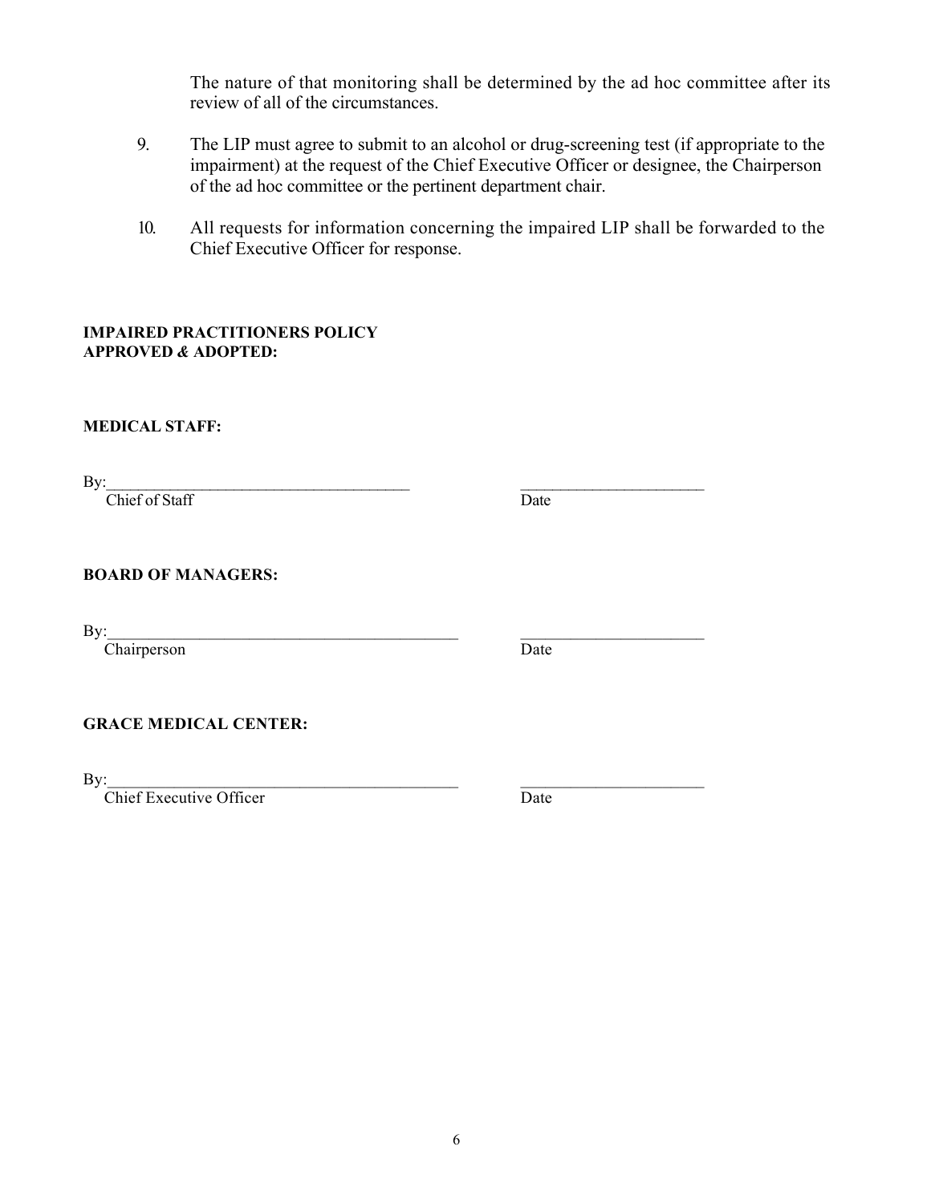The nature of that monitoring shall be determined by the ad hoc committee after its review of all of the circumstances.

9. The LIP must agree to submit to an alcohol or drug-screening test (if appropriate to the impairment) at the request of the Chief Executive Officer or designee, the Chairperson of the ad hoc committee or the pertinent department chair.

10. All requests for information concerning the impaired LIP shall be forwarded to the Chief Executive Officer for response.

**IMPAIRED PRACTITIONERS POLICY**
**APPROVED & ADOPTED:**

**MEDICAL STAFF:**

By:______________________________________ ______________________
Chief of Staff Date

**BOARD OF MANAGERS:**

By:____________________________________________ ______________________
Chairperson Date

**GRACE MEDICAL CENTER:**

By:____________________________________________ ______________________
Chief Executive Officer Date